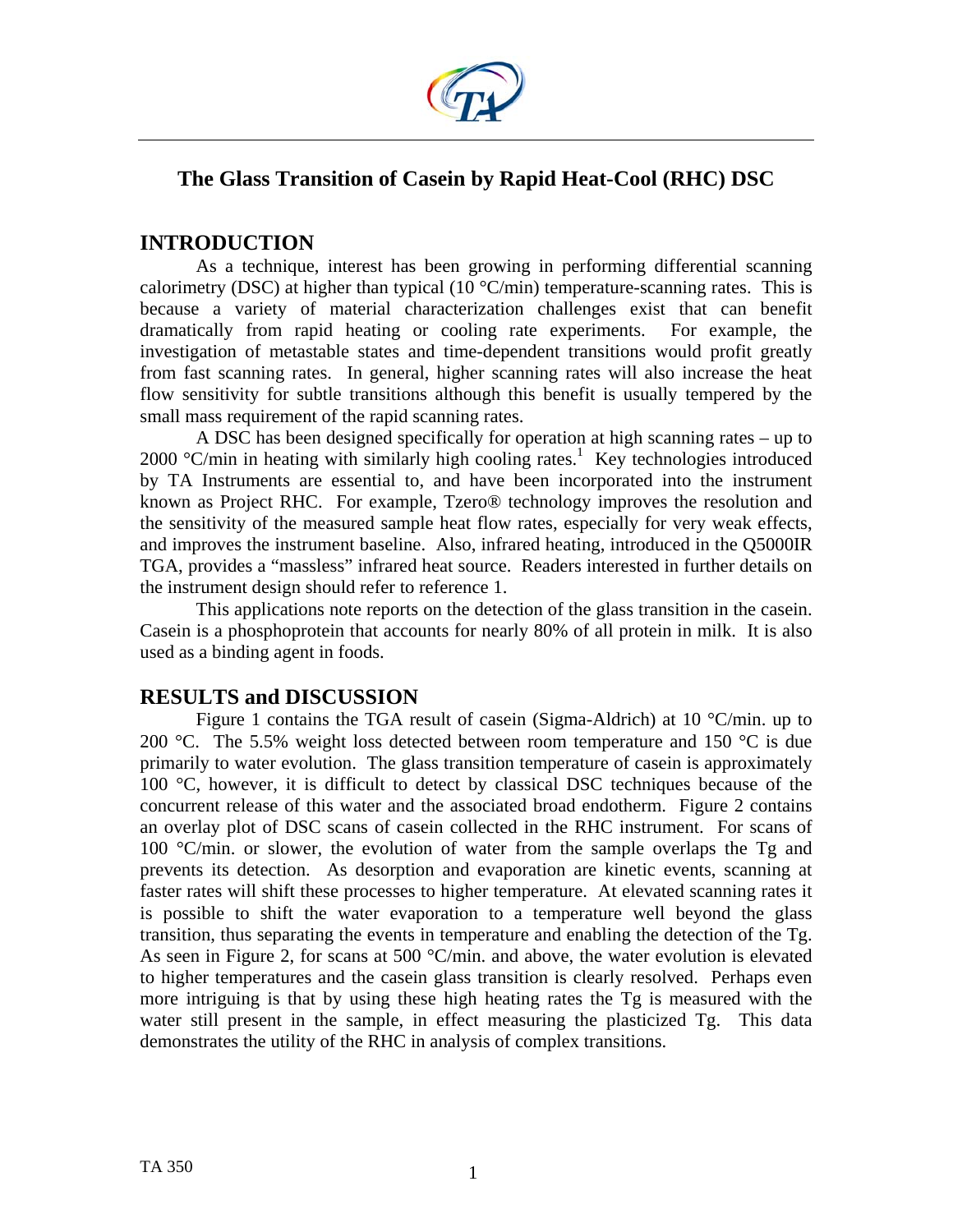# The Glass Transition of Casein by Rapid Heat-Cool (RHC) DSC

## INTRODUCTION

As a technique, interest has been growing in performing differential scanning calorimetry (DSC) at higher than typical (10 °C/min) temperature-scanning rates. This is because a variety of material characterization challenges exist that can benefit dramatically from rapid heating or cooling rate experiments. For example, the investigation of metastable states and time-dependent transitions would profit greatly from fast scanning rates. In general, higher scanning rates will also increase the heat flow sensitivity for subtle transitions although this benefit is usually tempered by the small mass requirement of the rapid scanning rates.

A DSC has been designed specifically for operation at high scanning rates – up to 2000 °C/min in heating with similarly high cooling rates.[1] Key technologies introduced by TA Instruments are essential to, and have been incorporated into the instrument known as Project RHC. For example, Tzero® technology improves the resolution and the sensitivity of the measured sample heat flow rates, especially for very weak effects, and improves the instrument baseline. Also, infrared heating, introduced in the Q5000IR TGA, provides a "massless" infrared heat source. Readers interested in further details on the instrument design should refer to reference 1.

This applications note reports on the detection of the glass transition in the casein. Casein is a phosphoprotein that accounts for nearly 80% of all protein in milk. It is also used as a binding agent in foods.

## RESULTS and DISCUSSION

Figure 1 contains the TGA result of casein (Sigma-Aldrich) at 10 °C/min. up to 200 °C. The 5.5% weight loss detected between room temperature and 150 °C is due primarily to water evolution. The glass transition temperature of casein is approximately 100 °C, however, it is difficult to detect by classical DSC techniques because of the concurrent release of this water and the associated broad endotherm. Figure 2 contains an overlay plot of DSC scans of casein collected in the RHC instrument. For scans of 100 °C/min. or slower, the evolution of water from the sample overlaps the Tg and prevents its detection. As desorption and evaporation are kinetic events, scanning at faster rates will shift these processes to higher temperature. At elevated scanning rates it is possible to shift the water evaporation to a temperature well beyond the glass transition, thus separating the events in temperature and enabling the detection of the Tg. As seen in Figure 2, for scans at 500 °C/min. and above, the water evolution is elevated to higher temperatures and the casein glass transition is clearly resolved. Perhaps even more intriguing is that by using these high heating rates the Tg is measured with the water still present in the sample, in effect measuring the plasticized Tg. This data demonstrates the utility of the RHC in analysis of complex transitions.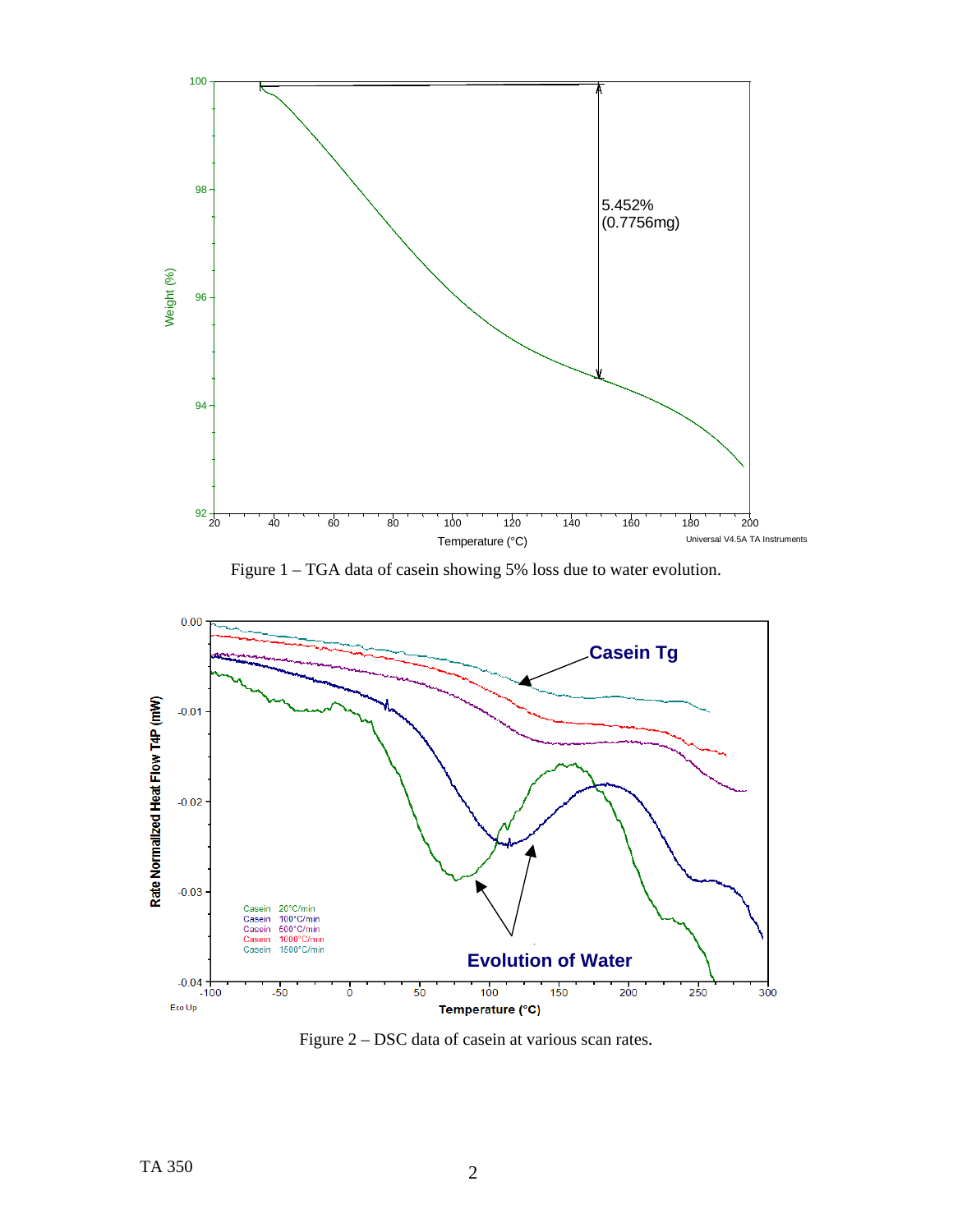Figure 1 – TGA data of casein showing 5% loss due to water evolution.

Figure 2 – DSC data of casein at various scan rates.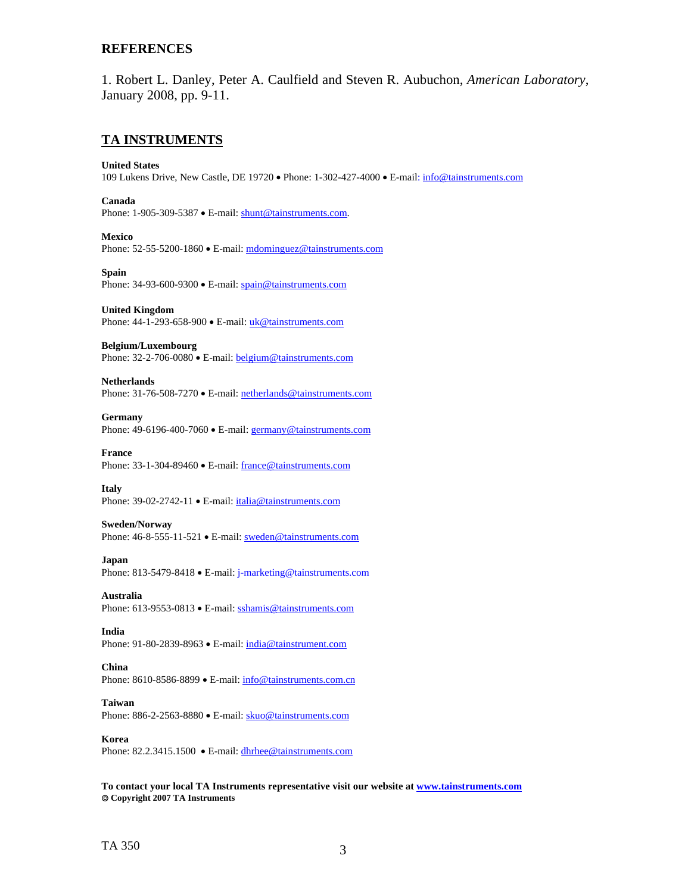## REFERENCES

1. Robert L. Danley, Peter A. Caulfield and Steven R. Aubuchon, *American Laboratory*, January 2008, pp. 9-11.

## TA INSTRUMENTS

**United States**
109 Lukens Drive, New Castle, DE 19720 • Phone: 1-302-427-4000 • E-mail: info@tainstruments.com

**Canada**
Phone: 1-905-309-5387 • E-mail: shunt@tainstruments.com.

**Mexico**
Phone: 52-55-5200-1860 • E-mail: mdominguez@tainstruments.com

**Spain**
Phone: 34-93-600-9300 • E-mail: spain@tainstruments.com

**United Kingdom**
Phone: 44-1-293-658-900 • E-mail: uk@tainstruments.com

**Belgium/Luxembourg**
Phone: 32-2-706-0080 • E-mail: belgium@tainstruments.com

**Netherlands**
Phone: 31-76-508-7270 • E-mail: netherlands@tainstruments.com

**Germany**
Phone: 49-6196-400-7060 • E-mail: germany@tainstruments.com

**France**
Phone: 33-1-304-89460 • E-mail: france@tainstruments.com

**Italy**
Phone: 39-02-2742-11 • E-mail: italia@tainstruments.com

**Sweden/Norway**
Phone: 46-8-555-11-521 • E-mail: sweden@tainstruments.com

**Japan**
Phone: 813-5479-8418 • E-mail: j-marketing@tainstruments.com

**Australia**
Phone: 613-9553-0813 • E-mail: sshamis@tainstruments.com

**India**
Phone: 91-80-2839-8963 • E-mail: india@tainstrument.com

**China**
Phone: 8610-8586-8899 • E-mail: info@tainstruments.com.cn

**Taiwan**
Phone: 886-2-2563-8880 • E-mail: skuo@tainstruments.com

**Korea**
Phone: 82.2.3415.1500 • E-mail: dhrhee@tainstruments.com

**To contact your local TA Instruments representative visit our website at www.tainstruments.com**
**© Copyright 2007 TA Instruments**

TA 350